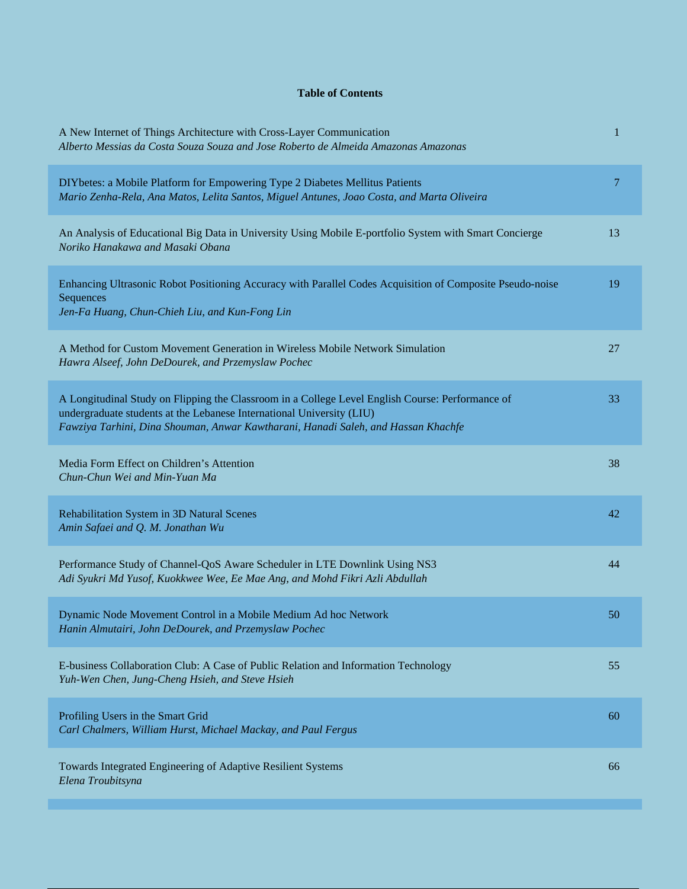**Table of Contents**

| | |
|---|---|
| A New Internet of Things Architecture with Cross-Layer Communication<br>*Alberto Messias da Costa Souza Souza and Jose Roberto de Almeida Amazonas Amazonas* | 1 |
| DIYbetes: a Mobile Platform for Empowering Type 2 Diabetes Mellitus Patients<br>*Mario Zenha-Rela, Ana Matos, Lelita Santos, Miguel Antunes, Joao Costa, and Marta Oliveira* | 7 |
| An Analysis of Educational Big Data in University Using Mobile E-portfolio System with Smart Concierge<br>*Noriko Hanakawa and Masaki Obana* | 13 |
| Enhancing Ultrasonic Robot Positioning Accuracy with Parallel Codes Acquisition of Composite Pseudo-noise Sequences<br>*Jen-Fa Huang, Chun-Chieh Liu, and Kun-Fong Lin* | 19 |
| A Method for Custom Movement Generation in Wireless Mobile Network Simulation<br>*Hawra Alseef, John DeDourek, and Przemyslaw Pochec* | 27 |
| A Longitudinal Study on Flipping the Classroom in a College Level English Course: Performance of undergraduate students at the Lebanese International University (LIU)<br>*Fawziya Tarhini, Dina Shouman, Anwar Kawtharani, Hanadi Saleh, and Hassan Khachfe* | 33 |
| Media Form Effect on Children's Attention<br>*Chun-Chun Wei and Min-Yuan Ma* | 38 |
| Rehabilitation System in 3D Natural Scenes<br>*Amin Safaei and Q. M. Jonathan Wu* | 42 |
| Performance Study of Channel-QoS Aware Scheduler in LTE Downlink Using NS3<br>*Adi Syukri Md Yusof, Kuokkwee Wee, Ee Mae Ang, and Mohd Fikri Azli Abdullah* | 44 |
| Dynamic Node Movement Control in a Mobile Medium Ad hoc Network<br>*Hanin Almutairi, John DeDourek, and Przemyslaw Pochec* | 50 |
| E-business Collaboration Club: A Case of Public Relation and Information Technology<br>*Yuh-Wen Chen, Jung-Cheng Hsieh, and Steve Hsieh* | 55 |
| Profiling Users in the Smart Grid<br>*Carl Chalmers, William Hurst, Michael Mackay, and Paul Fergus* | 60 |
| Towards Integrated Engineering of Adaptive Resilient Systems<br>*Elena Troubitsyna* | 66 |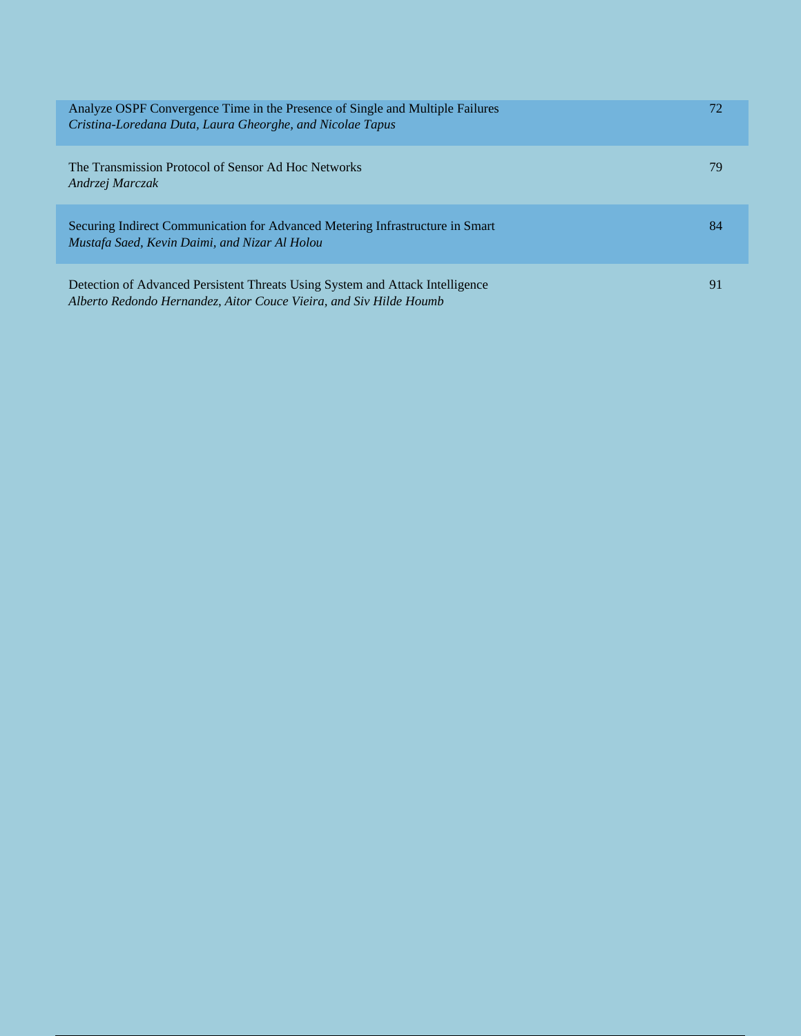| | | |
|---|---|---|
| Analyze OSPF Convergence Time in the Presence of Single and Multiple Failures<br>*Cristina-Loredana Duta, Laura Gheorghe, and Nicolae Tapus* | 72 |
| The Transmission Protocol of Sensor Ad Hoc Networks<br>*Andrzej Marczak* | 79 |
| Securing Indirect Communication for Advanced Metering Infrastructure in Smart<br>*Mustafa Saed, Kevin Daimi, and Nizar Al Holou* | 84 |
| Detection of Advanced Persistent Threats Using System and Attack Intelligence<br>*Alberto Redondo Hernandez, Aitor Couce Vieira, and Siv Hilde Houmb* | 91 |